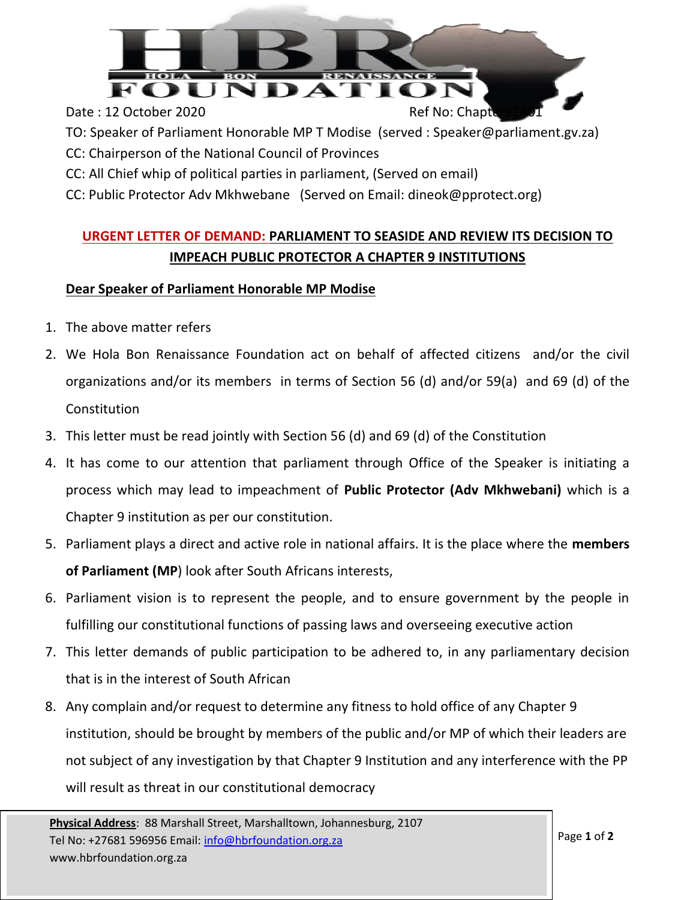HOLA BON RENAISSANCE FOUNDATION

Date : 12 October 2020 Ref No: Chapter9Z001

TO: Speaker of Parliament Honorable MP T Modise (served : Speaker@parliament.gv.za)

CC: Chairperson of the National Council of Provinces

CC: All Chief whip of political parties in parliament, (Served on email)

CC: Public Protector Adv Mkhwebane (Served on Email: dineok@pprotect.org)

## URGENT LETTER OF DEMAND: PARLIAMENT TO SEASIDE AND REVIEW ITS DECISION TO IMPEACH PUBLIC PROTECTOR A CHAPTER 9 INSTITUTIONS

**Dear Speaker of Parliament Honorable MP Modise**

1. The above matter refers
2. We Hola Bon Renaissance Foundation act on behalf of affected citizens and/or the civil organizations and/or its members in terms of Section 56 (d) and/or 59(a) and 69 (d) of the Constitution
3. This letter must be read jointly with Section 56 (d) and 69 (d) of the Constitution
4. It has come to our attention that parliament through Office of the Speaker is initiating a process which may lead to impeachment of **Public Protector (Adv Mkhwebani)** which is a Chapter 9 institution as per our constitution.
5. Parliament plays a direct and active role in national affairs. It is the place where the **members of Parliament (MP**) look after South Africans interests,
6. Parliament vision is to represent the people, and to ensure government by the people in fulfilling our constitutional functions of passing laws and overseeing executive action
7. This letter demands of public participation to be adhered to, in any parliamentary decision that is in the interest of South African
8. Any complain and/or request to determine any fitness to hold office of any Chapter 9 institution, should be brought by members of the public and/or MP of which their leaders are not subject of any investigation by that Chapter 9 Institution and any interference with the PP will result as threat in our constitutional democracy

**Physical Address**: 88 Marshall Street, Marshalltown, Johannesburg, 2107
Tel No: +27681 596956 Email: info@hbrfoundation.org.za
www.hbrfoundation.org.za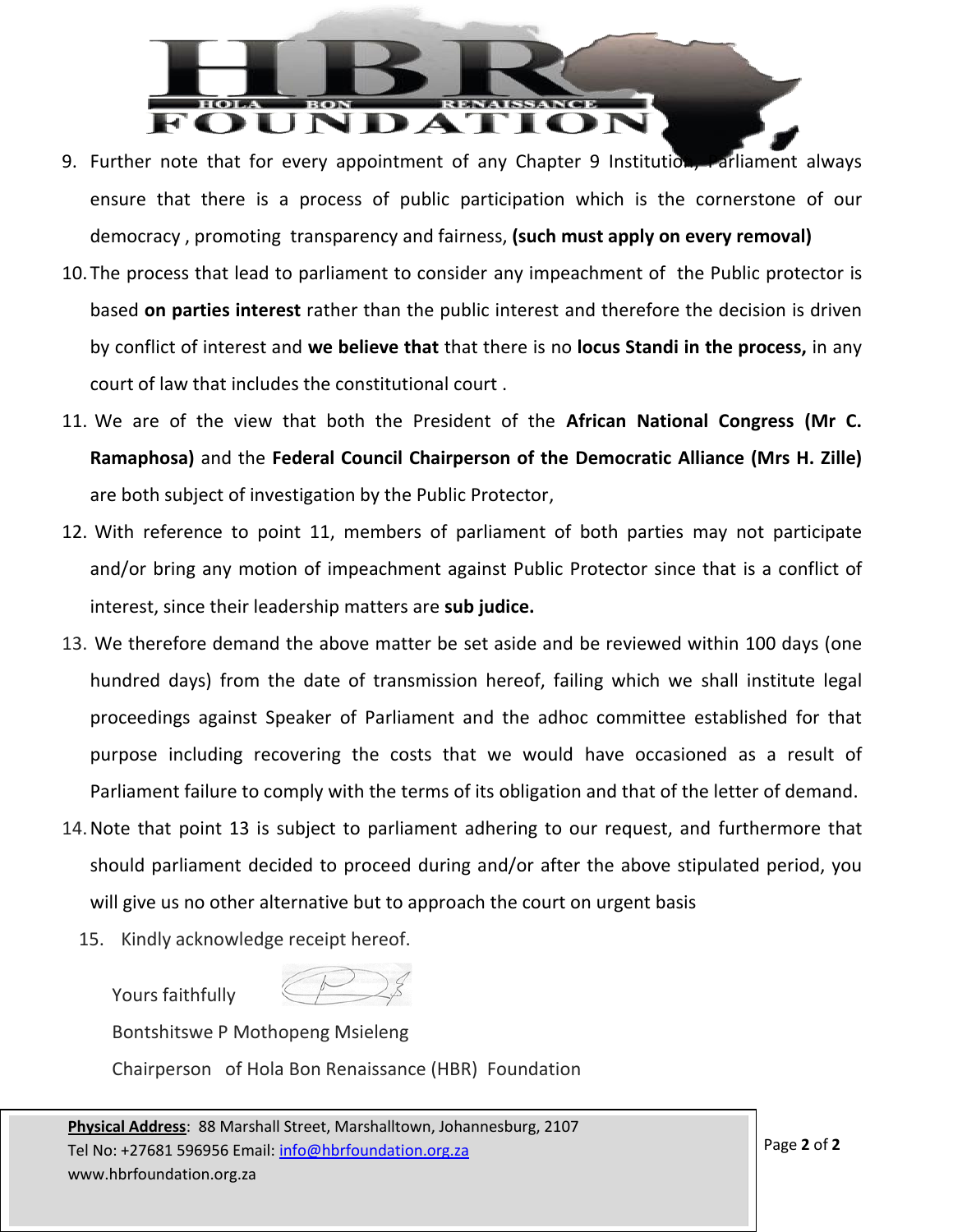9. Further note that for every appointment of any Chapter 9 Institution, Parliament always ensure that there is a process of public participation which is the cornerstone of our democracy , promoting transparency and fairness, **(such must apply on every removal)**
10. The process that lead to parliament to consider any impeachment of the Public protector is based **on parties interest** rather than the public interest and therefore the decision is driven by conflict of interest and **we believe that** that there is no **locus Standi in the process,** in any court of law that includes the constitutional court .
11. We are of the view that both the President of the **African National Congress (Mr C. Ramaphosa)** and the **Federal Council Chairperson of the Democratic Alliance (Mrs H. Zille)** are both subject of investigation by the Public Protector,
12. With reference to point 11, members of parliament of both parties may not participate and/or bring any motion of impeachment against Public Protector since that is a conflict of interest, since their leadership matters are **sub judice.**
13. We therefore demand the above matter be set aside and be reviewed within 100 days (one hundred days) from the date of transmission hereof, failing which we shall institute legal proceedings against Speaker of Parliament and the adhoc committee established for that purpose including recovering the costs that we would have occasioned as a result of Parliament failure to comply with the terms of its obligation and that of the letter of demand.
14. Note that point 13 is subject to parliament adhering to our request, and furthermore that should parliament decided to proceed during and/or after the above stipulated period, you will give us no other alternative but to approach the court on urgent basis
15. Kindly acknowledge receipt hereof.

Yours faithfully

Bontshitswe P Mothopeng Msieleng

Chairperson of Hola Bon Renaissance (HBR) Foundation

**Physical Address**: 88 Marshall Street, Marshalltown, Johannesburg, 2107
Tel No: +27681 596956 Email: info@hbrfoundation.org.za
www.hbrfoundation.org.za